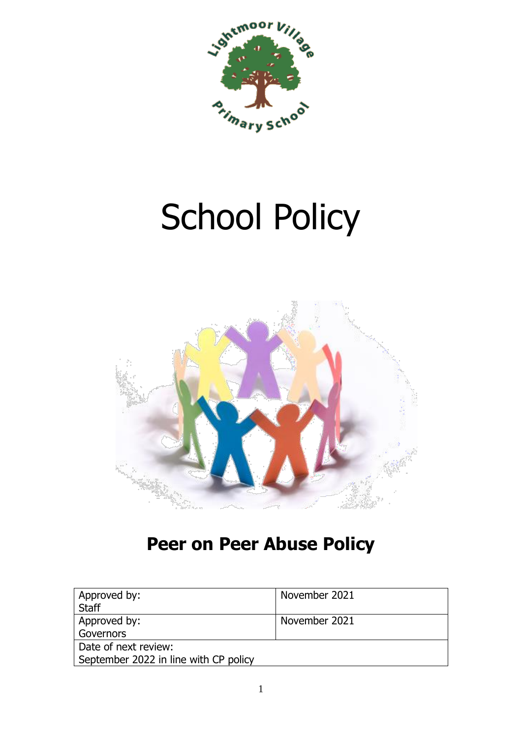# School Policy

## Peer on Peer Abuse Policy

| Approved by: Staff | November 2021 |
| --- | --- |
| Approved by: Governors | November 2021 |
| Date of next review: September 2022 in line with CP policy | |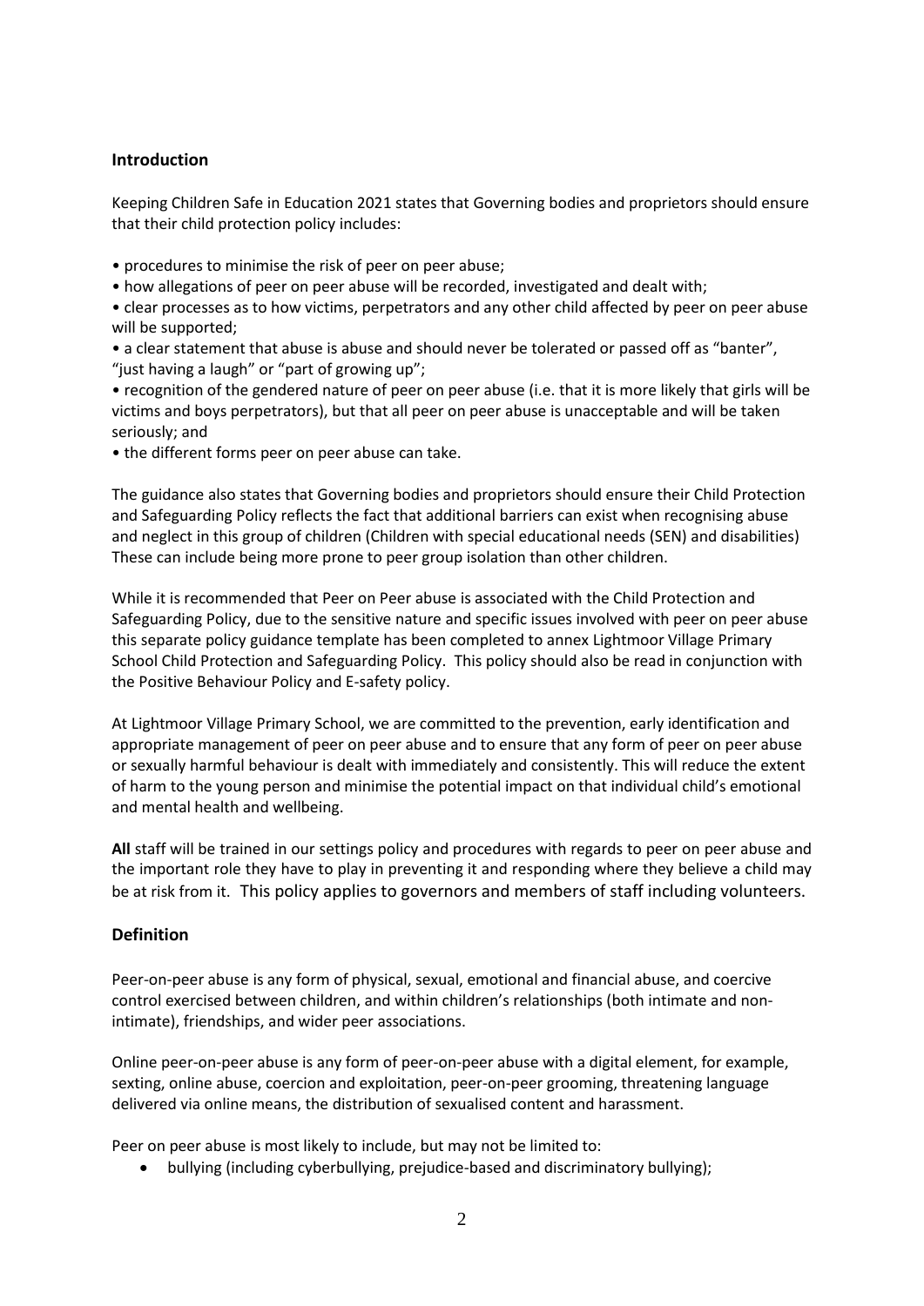## Introduction

Keeping Children Safe in Education 2021 states that Governing bodies and proprietors should ensure that their child protection policy includes:

- procedures to minimise the risk of peer on peer abuse;
- how allegations of peer on peer abuse will be recorded, investigated and dealt with;
- clear processes as to how victims, perpetrators and any other child affected by peer on peer abuse will be supported;
- a clear statement that abuse is abuse and should never be tolerated or passed off as "banter", "just having a laugh" or "part of growing up";
- recognition of the gendered nature of peer on peer abuse (i.e. that it is more likely that girls will be victims and boys perpetrators), but that all peer on peer abuse is unacceptable and will be taken seriously; and
- the different forms peer on peer abuse can take.

The guidance also states that Governing bodies and proprietors should ensure their Child Protection and Safeguarding Policy reflects the fact that additional barriers can exist when recognising abuse and neglect in this group of children (Children with special educational needs (SEN) and disabilities) These can include being more prone to peer group isolation than other children.

While it is recommended that Peer on Peer abuse is associated with the Child Protection and Safeguarding Policy, due to the sensitive nature and specific issues involved with peer on peer abuse this separate policy guidance template has been completed to annex Lightmoor Village Primary School Child Protection and Safeguarding Policy. This policy should also be read in conjunction with the Positive Behaviour Policy and E-safety policy.

At Lightmoor Village Primary School, we are committed to the prevention, early identification and appropriate management of peer on peer abuse and to ensure that any form of peer on peer abuse or sexually harmful behaviour is dealt with immediately and consistently. This will reduce the extent of harm to the young person and minimise the potential impact on that individual child's emotional and mental health and wellbeing.

**All** staff will be trained in our settings policy and procedures with regards to peer on peer abuse and the important role they have to play in preventing it and responding where they believe a child may be at risk from it. This policy applies to governors and members of staff including volunteers.

## Definition

Peer-on-peer abuse is any form of physical, sexual, emotional and financial abuse, and coercive control exercised between children, and within children's relationships (both intimate and non-intimate), friendships, and wider peer associations.

Online peer-on-peer abuse is any form of peer-on-peer abuse with a digital element, for example, sexting, online abuse, coercion and exploitation, peer-on-peer grooming, threatening language delivered via online means, the distribution of sexualised content and harassment.

Peer on peer abuse is most likely to include, but may not be limited to:

- bullying (including cyberbullying, prejudice-based and discriminatory bullying);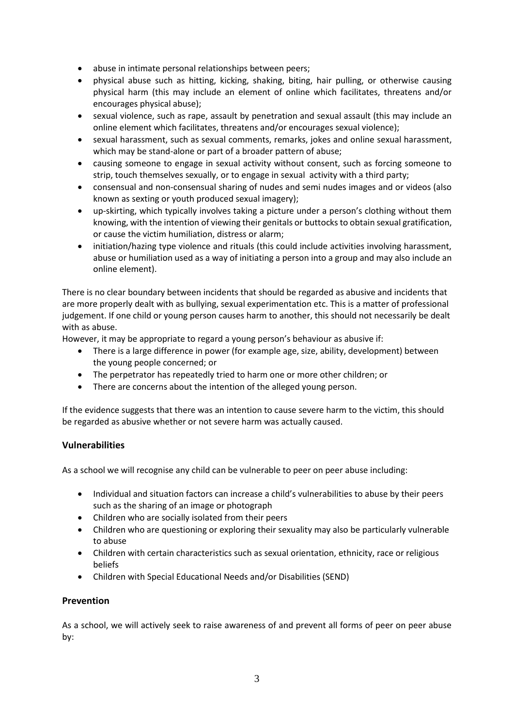- abuse in intimate personal relationships between peers;
- physical abuse such as hitting, kicking, shaking, biting, hair pulling, or otherwise causing physical harm (this may include an element of online which facilitates, threatens and/or encourages physical abuse);
- sexual violence, such as rape, assault by penetration and sexual assault (this may include an online element which facilitates, threatens and/or encourages sexual violence);
- sexual harassment, such as sexual comments, remarks, jokes and online sexual harassment, which may be stand-alone or part of a broader pattern of abuse;
- causing someone to engage in sexual activity without consent, such as forcing someone to strip, touch themselves sexually, or to engage in sexual activity with a third party;
- consensual and non-consensual sharing of nudes and semi nudes images and or videos (also known as sexting or youth produced sexual imagery);
- up-skirting, which typically involves taking a picture under a person's clothing without them knowing, with the intention of viewing their genitals or buttocks to obtain sexual gratification, or cause the victim humiliation, distress or alarm;
- initiation/hazing type violence and rituals (this could include activities involving harassment, abuse or humiliation used as a way of initiating a person into a group and may also include an online element).

There is no clear boundary between incidents that should be regarded as abusive and incidents that are more properly dealt with as bullying, sexual experimentation etc. This is a matter of professional judgement. If one child or young person causes harm to another, this should not necessarily be dealt with as abuse.

However, it may be appropriate to regard a young person's behaviour as abusive if:

- There is a large difference in power (for example age, size, ability, development) between the young people concerned; or
- The perpetrator has repeatedly tried to harm one or more other children; or
- There are concerns about the intention of the alleged young person.

If the evidence suggests that there was an intention to cause severe harm to the victim, this should be regarded as abusive whether or not severe harm was actually caused.

## Vulnerabilities

As a school we will recognise any child can be vulnerable to peer on peer abuse including:

- Individual and situation factors can increase a child's vulnerabilities to abuse by their peers such as the sharing of an image or photograph
- Children who are socially isolated from their peers
- Children who are questioning or exploring their sexuality may also be particularly vulnerable to abuse
- Children with certain characteristics such as sexual orientation, ethnicity, race or religious beliefs
- Children with Special Educational Needs and/or Disabilities (SEND)

## Prevention

As a school, we will actively seek to raise awareness of and prevent all forms of peer on peer abuse by: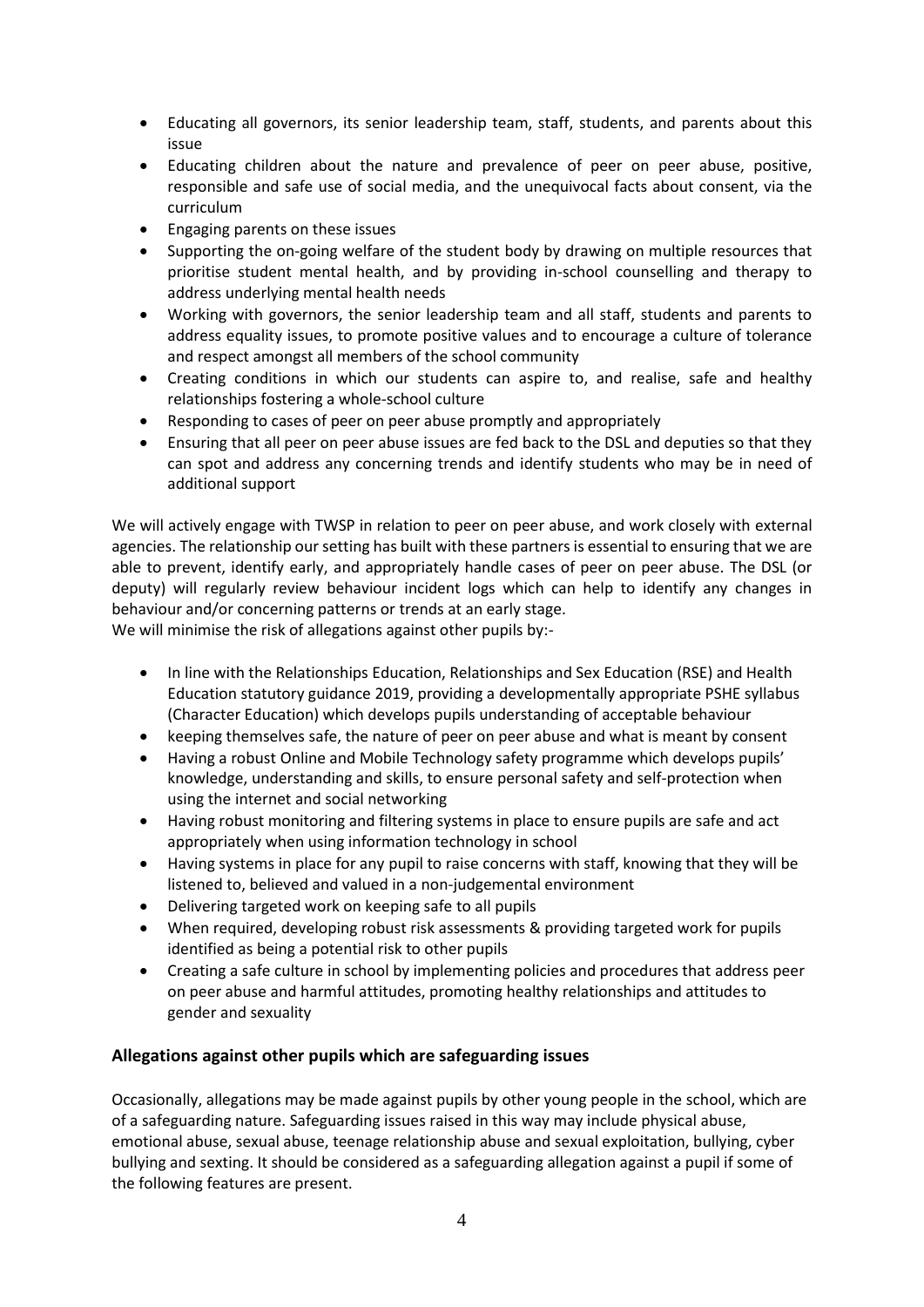- Educating all governors, its senior leadership team, staff, students, and parents about this issue
- Educating children about the nature and prevalence of peer on peer abuse, positive, responsible and safe use of social media, and the unequivocal facts about consent, via the curriculum
- Engaging parents on these issues
- Supporting the on-going welfare of the student body by drawing on multiple resources that prioritise student mental health, and by providing in-school counselling and therapy to address underlying mental health needs
- Working with governors, the senior leadership team and all staff, students and parents to address equality issues, to promote positive values and to encourage a culture of tolerance and respect amongst all members of the school community
- Creating conditions in which our students can aspire to, and realise, safe and healthy relationships fostering a whole-school culture
- Responding to cases of peer on peer abuse promptly and appropriately
- Ensuring that all peer on peer abuse issues are fed back to the DSL and deputies so that they can spot and address any concerning trends and identify students who may be in need of additional support

We will actively engage with TWSP in relation to peer on peer abuse, and work closely with external agencies. The relationship our setting has built with these partners is essential to ensuring that we are able to prevent, identify early, and appropriately handle cases of peer on peer abuse. The DSL (or deputy) will regularly review behaviour incident logs which can help to identify any changes in behaviour and/or concerning patterns or trends at an early stage.
We will minimise the risk of allegations against other pupils by:-

- In line with the Relationships Education, Relationships and Sex Education (RSE) and Health Education statutory guidance 2019, providing a developmentally appropriate PSHE syllabus (Character Education) which develops pupils understanding of acceptable behaviour
- keeping themselves safe, the nature of peer on peer abuse and what is meant by consent
- Having a robust Online and Mobile Technology safety programme which develops pupils' knowledge, understanding and skills, to ensure personal safety and self-protection when using the internet and social networking
- Having robust monitoring and filtering systems in place to ensure pupils are safe and act appropriately when using information technology in school
- Having systems in place for any pupil to raise concerns with staff, knowing that they will be listened to, believed and valued in a non-judgemental environment
- Delivering targeted work on keeping safe to all pupils
- When required, developing robust risk assessments & providing targeted work for pupils identified as being a potential risk to other pupils
- Creating a safe culture in school by implementing policies and procedures that address peer on peer abuse and harmful attitudes, promoting healthy relationships and attitudes to gender and sexuality

## Allegations against other pupils which are safeguarding issues

Occasionally, allegations may be made against pupils by other young people in the school, which are of a safeguarding nature. Safeguarding issues raised in this way may include physical abuse, emotional abuse, sexual abuse, teenage relationship abuse and sexual exploitation, bullying, cyber bullying and sexting. It should be considered as a safeguarding allegation against a pupil if some of the following features are present.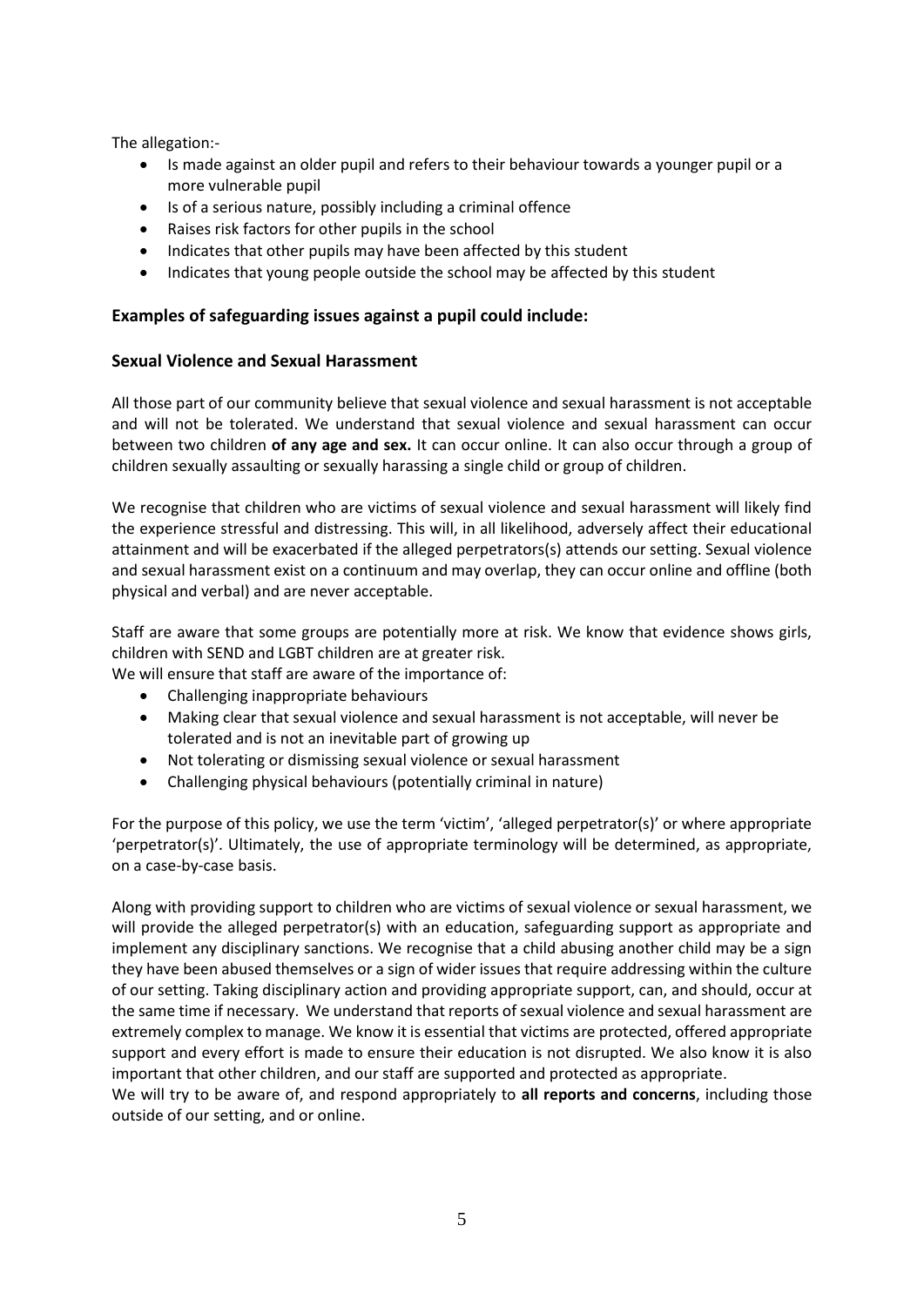The allegation:-

- Is made against an older pupil and refers to their behaviour towards a younger pupil or a more vulnerable pupil
- Is of a serious nature, possibly including a criminal offence
- Raises risk factors for other pupils in the school
- Indicates that other pupils may have been affected by this student
- Indicates that young people outside the school may be affected by this student

### Examples of safeguarding issues against a pupil could include:

### Sexual Violence and Sexual Harassment

All those part of our community believe that sexual violence and sexual harassment is not acceptable and will not be tolerated. We understand that sexual violence and sexual harassment can occur between two children **of any age and sex.** It can occur online. It can also occur through a group of children sexually assaulting or sexually harassing a single child or group of children.

We recognise that children who are victims of sexual violence and sexual harassment will likely find the experience stressful and distressing. This will, in all likelihood, adversely affect their educational attainment and will be exacerbated if the alleged perpetrators(s) attends our setting. Sexual violence and sexual harassment exist on a continuum and may overlap, they can occur online and offline (both physical and verbal) and are never acceptable.

Staff are aware that some groups are potentially more at risk. We know that evidence shows girls, children with SEND and LGBT children are at greater risk.
We will ensure that staff are aware of the importance of:

- Challenging inappropriate behaviours
- Making clear that sexual violence and sexual harassment is not acceptable, will never be tolerated and is not an inevitable part of growing up
- Not tolerating or dismissing sexual violence or sexual harassment
- Challenging physical behaviours (potentially criminal in nature)

For the purpose of this policy, we use the term 'victim', 'alleged perpetrator(s)' or where appropriate 'perpetrator(s)'. Ultimately, the use of appropriate terminology will be determined, as appropriate, on a case-by-case basis.

Along with providing support to children who are victims of sexual violence or sexual harassment, we will provide the alleged perpetrator(s) with an education, safeguarding support as appropriate and implement any disciplinary sanctions. We recognise that a child abusing another child may be a sign they have been abused themselves or a sign of wider issues that require addressing within the culture of our setting. Taking disciplinary action and providing appropriate support, can, and should, occur at the same time if necessary. We understand that reports of sexual violence and sexual harassment are extremely complex to manage. We know it is essential that victims are protected, offered appropriate support and every effort is made to ensure their education is not disrupted. We also know it is also important that other children, and our staff are supported and protected as appropriate.
We will try to be aware of, and respond appropriately to **all reports and concerns**, including those outside of our setting, and or online.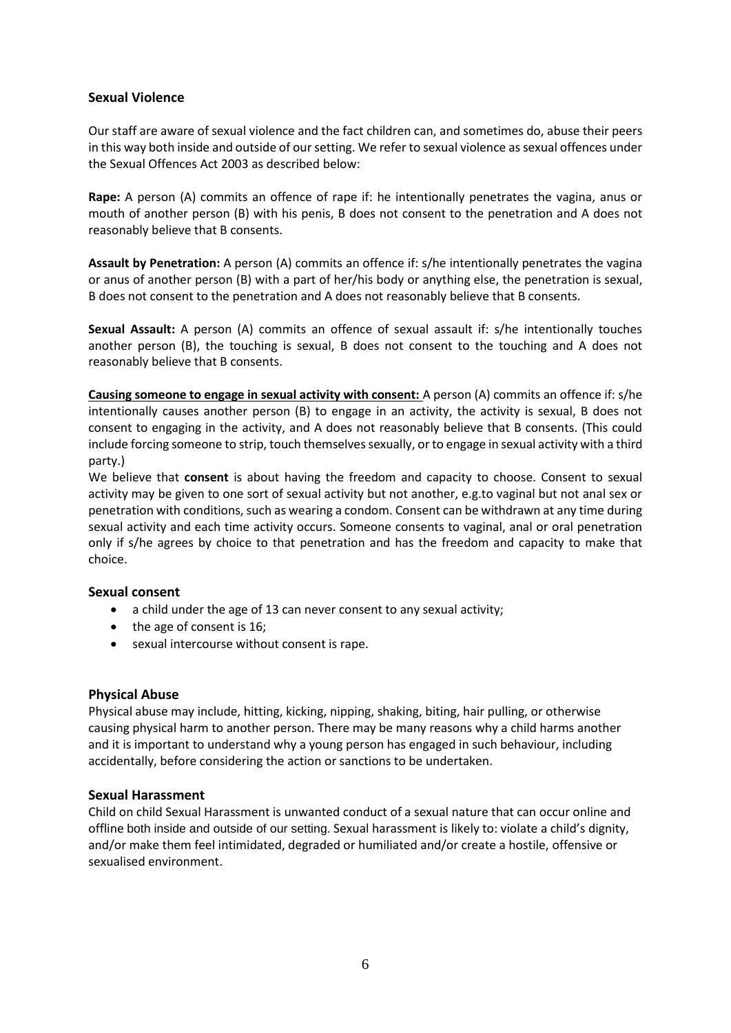## Sexual Violence

Our staff are aware of sexual violence and the fact children can, and sometimes do, abuse their peers in this way both inside and outside of our setting. We refer to sexual violence as sexual offences under the Sexual Offences Act 2003 as described below:

**Rape:** A person (A) commits an offence of rape if: he intentionally penetrates the vagina, anus or mouth of another person (B) with his penis, B does not consent to the penetration and A does not reasonably believe that B consents.

**Assault by Penetration:** A person (A) commits an offence if: s/he intentionally penetrates the vagina or anus of another person (B) with a part of her/his body or anything else, the penetration is sexual, B does not consent to the penetration and A does not reasonably believe that B consents.

**Sexual Assault:** A person (A) commits an offence of sexual assault if: s/he intentionally touches another person (B), the touching is sexual, B does not consent to the touching and A does not reasonably believe that B consents.

**Causing someone to engage in sexual activity with consent:** A person (A) commits an offence if: s/he intentionally causes another person (B) to engage in an activity, the activity is sexual, B does not consent to engaging in the activity, and A does not reasonably believe that B consents. (This could include forcing someone to strip, touch themselves sexually, or to engage in sexual activity with a third party.)

We believe that **consent** is about having the freedom and capacity to choose. Consent to sexual activity may be given to one sort of sexual activity but not another, e.g.to vaginal but not anal sex or penetration with conditions, such as wearing a condom. Consent can be withdrawn at any time during sexual activity and each time activity occurs. Someone consents to vaginal, anal or oral penetration only if s/he agrees by choice to that penetration and has the freedom and capacity to make that choice.

## Sexual consent

- a child under the age of 13 can never consent to any sexual activity;
- the age of consent is 16;
- sexual intercourse without consent is rape.

## Physical Abuse

Physical abuse may include, hitting, kicking, nipping, shaking, biting, hair pulling, or otherwise causing physical harm to another person. There may be many reasons why a child harms another and it is important to understand why a young person has engaged in such behaviour, including accidentally, before considering the action or sanctions to be undertaken.

## Sexual Harassment

Child on child Sexual Harassment is unwanted conduct of a sexual nature that can occur online and offline both inside and outside of our setting. Sexual harassment is likely to: violate a child's dignity, and/or make them feel intimidated, degraded or humiliated and/or create a hostile, offensive or sexualised environment.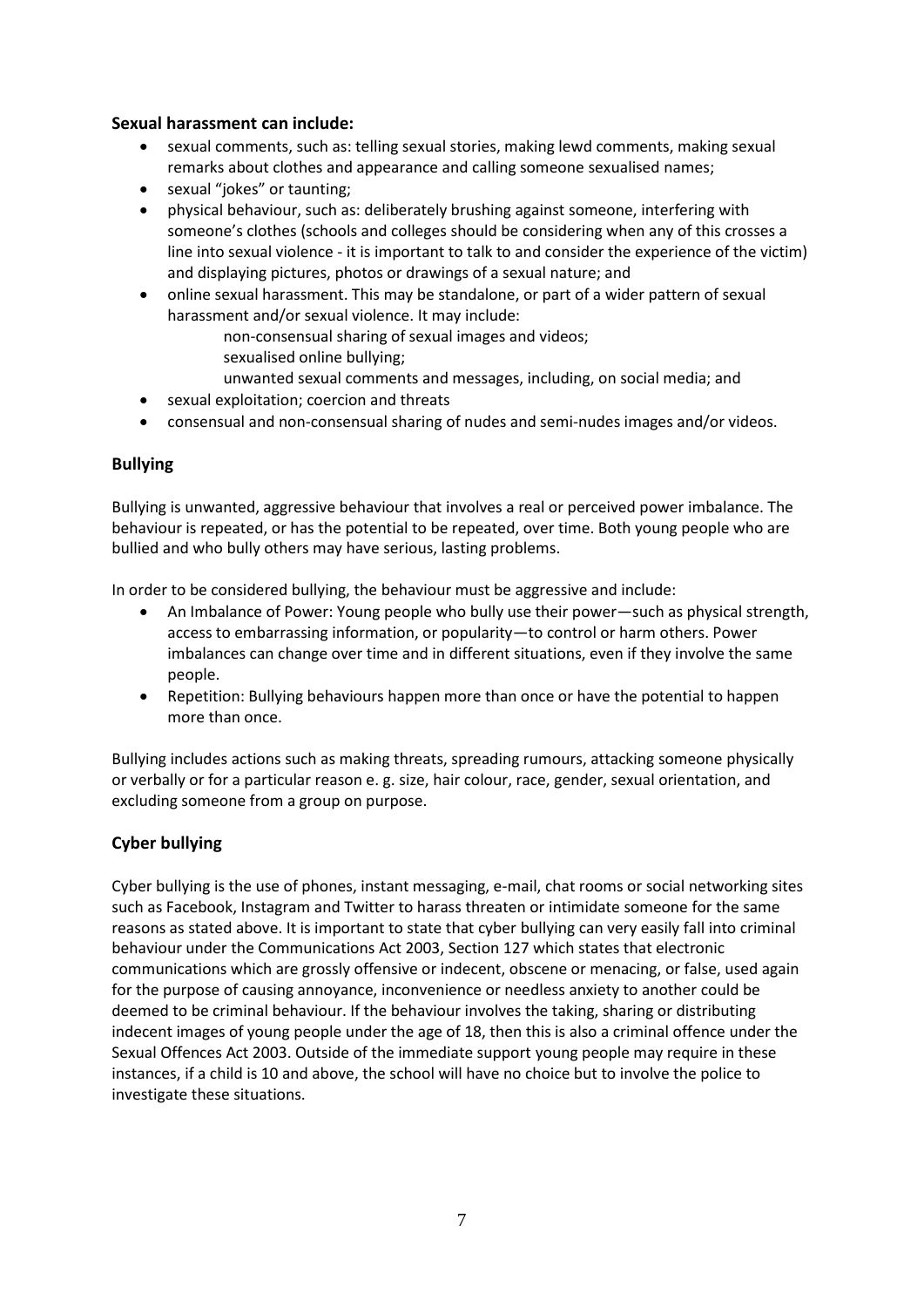**Sexual harassment can include:**

- sexual comments, such as: telling sexual stories, making lewd comments, making sexual remarks about clothes and appearance and calling someone sexualised names;
- sexual "jokes" or taunting;
- physical behaviour, such as: deliberately brushing against someone, interfering with someone's clothes (schools and colleges should be considering when any of this crosses a line into sexual violence - it is important to talk to and consider the experience of the victim) and displaying pictures, photos or drawings of a sexual nature; and
- online sexual harassment. This may be standalone, or part of a wider pattern of sexual harassment and/or sexual violence. It may include:
    - non-consensual sharing of sexual images and videos;
    - sexualised online bullying;
    - unwanted sexual comments and messages, including, on social media; and
- sexual exploitation; coercion and threats
- consensual and non-consensual sharing of nudes and semi-nudes images and/or videos.

## Bullying

Bullying is unwanted, aggressive behaviour that involves a real or perceived power imbalance. The behaviour is repeated, or has the potential to be repeated, over time. Both young people who are bullied and who bully others may have serious, lasting problems.

In order to be considered bullying, the behaviour must be aggressive and include:

- An Imbalance of Power: Young people who bully use their power—such as physical strength, access to embarrassing information, or popularity—to control or harm others. Power imbalances can change over time and in different situations, even if they involve the same people.
- Repetition: Bullying behaviours happen more than once or have the potential to happen more than once.

Bullying includes actions such as making threats, spreading rumours, attacking someone physically or verbally or for a particular reason e. g. size, hair colour, race, gender, sexual orientation, and excluding someone from a group on purpose.

## Cyber bullying

Cyber bullying is the use of phones, instant messaging, e-mail, chat rooms or social networking sites such as Facebook, Instagram and Twitter to harass threaten or intimidate someone for the same reasons as stated above. It is important to state that cyber bullying can very easily fall into criminal behaviour under the Communications Act 2003, Section 127 which states that electronic communications which are grossly offensive or indecent, obscene or menacing, or false, used again for the purpose of causing annoyance, inconvenience or needless anxiety to another could be deemed to be criminal behaviour. If the behaviour involves the taking, sharing or distributing indecent images of young people under the age of 18, then this is also a criminal offence under the Sexual Offences Act 2003. Outside of the immediate support young people may require in these instances, if a child is 10 and above, the school will have no choice but to involve the police to investigate these situations.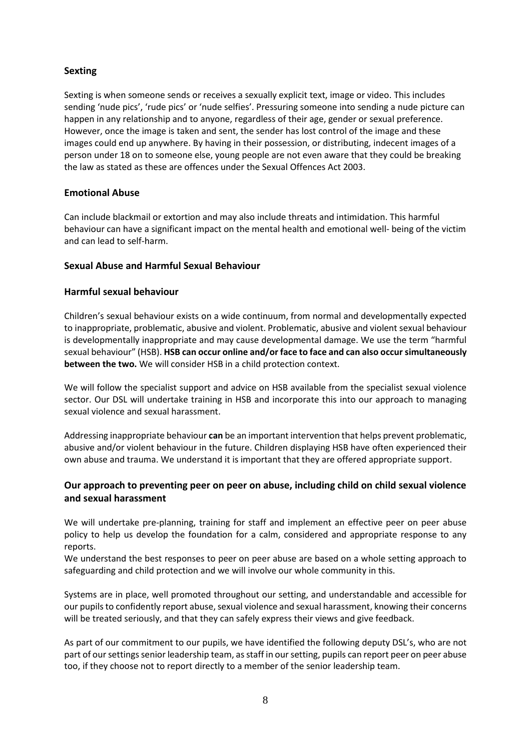### Sexting

Sexting is when someone sends or receives a sexually explicit text, image or video. This includes sending 'nude pics', 'rude pics' or 'nude selfies'. Pressuring someone into sending a nude picture can happen in any relationship and to anyone, regardless of their age, gender or sexual preference. However, once the image is taken and sent, the sender has lost control of the image and these images could end up anywhere. By having in their possession, or distributing, indecent images of a person under 18 on to someone else, young people are not even aware that they could be breaking the law as stated as these are offences under the Sexual Offences Act 2003.

### Emotional Abuse

Can include blackmail or extortion and may also include threats and intimidation. This harmful behaviour can have a significant impact on the mental health and emotional well- being of the victim and can lead to self-harm.

### Sexual Abuse and Harmful Sexual Behaviour

### Harmful sexual behaviour

Children's sexual behaviour exists on a wide continuum, from normal and developmentally expected to inappropriate, problematic, abusive and violent. Problematic, abusive and violent sexual behaviour is developmentally inappropriate and may cause developmental damage. We use the term "harmful sexual behaviour" (HSB). **HSB can occur online and/or face to face and can also occur simultaneously between the two.** We will consider HSB in a child protection context.

We will follow the specialist support and advice on HSB available from the specialist sexual violence sector. Our DSL will undertake training in HSB and incorporate this into our approach to managing sexual violence and sexual harassment.

Addressing inappropriate behaviour **can** be an important intervention that helps prevent problematic, abusive and/or violent behaviour in the future. Children displaying HSB have often experienced their own abuse and trauma. We understand it is important that they are offered appropriate support.

### Our approach to preventing peer on peer on abuse, including child on child sexual violence and sexual harassment

We will undertake pre-planning, training for staff and implement an effective peer on peer abuse policy to help us develop the foundation for a calm, considered and appropriate response to any reports.
We understand the best responses to peer on peer abuse are based on a whole setting approach to safeguarding and child protection and we will involve our whole community in this.

Systems are in place, well promoted throughout our setting, and understandable and accessible for our pupils to confidently report abuse, sexual violence and sexual harassment, knowing their concerns will be treated seriously, and that they can safely express their views and give feedback.

As part of our commitment to our pupils, we have identified the following deputy DSL's, who are not part of our settings senior leadership team, as staff in our setting, pupils can report peer on peer abuse too, if they choose not to report directly to a member of the senior leadership team.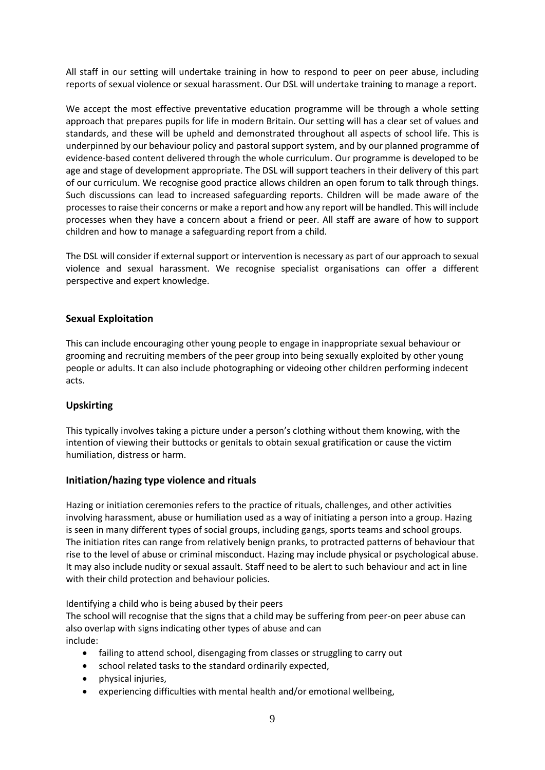All staff in our setting will undertake training in how to respond to peer on peer abuse, including reports of sexual violence or sexual harassment. Our DSL will undertake training to manage a report.

We accept the most effective preventative education programme will be through a whole setting approach that prepares pupils for life in modern Britain. Our setting will has a clear set of values and standards, and these will be upheld and demonstrated throughout all aspects of school life. This is underpinned by our behaviour policy and pastoral support system, and by our planned programme of evidence-based content delivered through the whole curriculum. Our programme is developed to be age and stage of development appropriate. The DSL will support teachers in their delivery of this part of our curriculum. We recognise good practice allows children an open forum to talk through things. Such discussions can lead to increased safeguarding reports. Children will be made aware of the processes to raise their concerns or make a report and how any report will be handled. This will include processes when they have a concern about a friend or peer. All staff are aware of how to support children and how to manage a safeguarding report from a child.

The DSL will consider if external support or intervention is necessary as part of our approach to sexual violence and sexual harassment. We recognise specialist organisations can offer a different perspective and expert knowledge.

### Sexual Exploitation

This can include encouraging other young people to engage in inappropriate sexual behaviour or grooming and recruiting members of the peer group into being sexually exploited by other young people or adults. It can also include photographing or videoing other children performing indecent acts.

### Upskirting

This typically involves taking a picture under a person's clothing without them knowing, with the intention of viewing their buttocks or genitals to obtain sexual gratification or cause the victim humiliation, distress or harm.

### Initiation/hazing type violence and rituals

Hazing or initiation ceremonies refers to the practice of rituals, challenges, and other activities involving harassment, abuse or humiliation used as a way of initiating a person into a group. Hazing is seen in many different types of social groups, including gangs, sports teams and school groups. The initiation rites can range from relatively benign pranks, to protracted patterns of behaviour that rise to the level of abuse or criminal misconduct. Hazing may include physical or psychological abuse. It may also include nudity or sexual assault. Staff need to be alert to such behaviour and act in line with their child protection and behaviour policies.

Identifying a child who is being abused by their peers

The school will recognise that the signs that a child may be suffering from peer-on peer abuse can also overlap with signs indicating other types of abuse and can include:

- failing to attend school, disengaging from classes or struggling to carry out
- school related tasks to the standard ordinarily expected,
- physical injuries,
- experiencing difficulties with mental health and/or emotional wellbeing,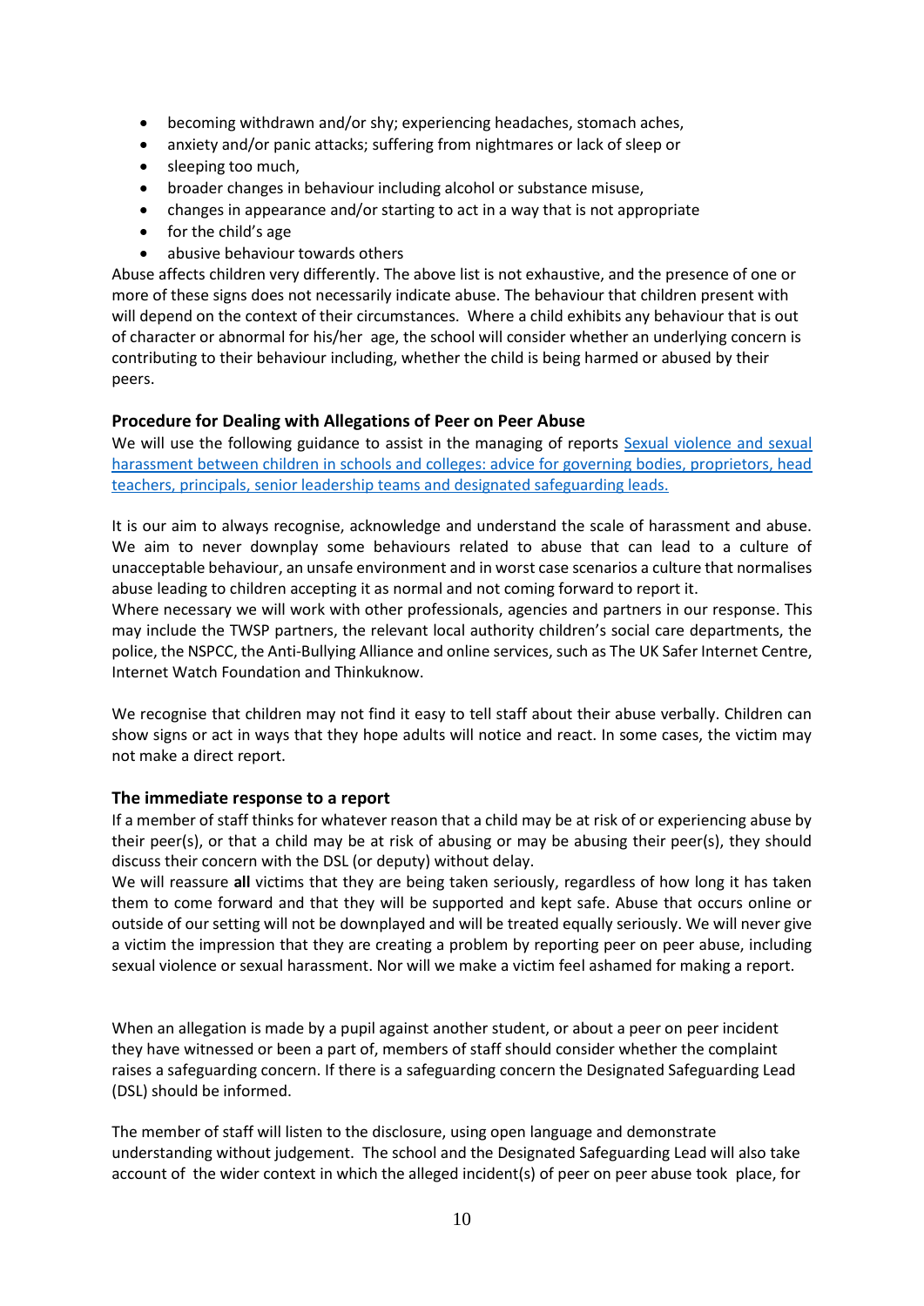- becoming withdrawn and/or shy; experiencing headaches, stomach aches,
- anxiety and/or panic attacks; suffering from nightmares or lack of sleep or
- sleeping too much,
- broader changes in behaviour including alcohol or substance misuse,
- changes in appearance and/or starting to act in a way that is not appropriate
- for the child's age
- abusive behaviour towards others

Abuse affects children very differently. The above list is not exhaustive, and the presence of one or more of these signs does not necessarily indicate abuse. The behaviour that children present with will depend on the context of their circumstances. Where a child exhibits any behaviour that is out of character or abnormal for his/her age, the school will consider whether an underlying concern is contributing to their behaviour including, whether the child is being harmed or abused by their peers.

### Procedure for Dealing with Allegations of Peer on Peer Abuse

We will use the following guidance to assist in the managing of reports Sexual violence and sexual harassment between children in schools and colleges: advice for governing bodies, proprietors, head teachers, principals, senior leadership teams and designated safeguarding leads.

It is our aim to always recognise, acknowledge and understand the scale of harassment and abuse. We aim to never downplay some behaviours related to abuse that can lead to a culture of unacceptable behaviour, an unsafe environment and in worst case scenarios a culture that normalises abuse leading to children accepting it as normal and not coming forward to report it.
Where necessary we will work with other professionals, agencies and partners in our response. This may include the TWSP partners, the relevant local authority children's social care departments, the police, the NSPCC, the Anti-Bullying Alliance and online services, such as The UK Safer Internet Centre, Internet Watch Foundation and Thinkuknow.

We recognise that children may not find it easy to tell staff about their abuse verbally. Children can show signs or act in ways that they hope adults will notice and react. In some cases, the victim may not make a direct report.

### The immediate response to a report

If a member of staff thinks for whatever reason that a child may be at risk of or experiencing abuse by their peer(s), or that a child may be at risk of abusing or may be abusing their peer(s), they should discuss their concern with the DSL (or deputy) without delay.
We will reassure **all** victims that they are being taken seriously, regardless of how long it has taken them to come forward and that they will be supported and kept safe. Abuse that occurs online or outside of our setting will not be downplayed and will be treated equally seriously. We will never give a victim the impression that they are creating a problem by reporting peer on peer abuse, including sexual violence or sexual harassment. Nor will we make a victim feel ashamed for making a report.

When an allegation is made by a pupil against another student, or about a peer on peer incident they have witnessed or been a part of, members of staff should consider whether the complaint raises a safeguarding concern. If there is a safeguarding concern the Designated Safeguarding Lead (DSL) should be informed.

The member of staff will listen to the disclosure, using open language and demonstrate understanding without judgement. The school and the Designated Safeguarding Lead will also take account of the wider context in which the alleged incident(s) of peer on peer abuse took place, for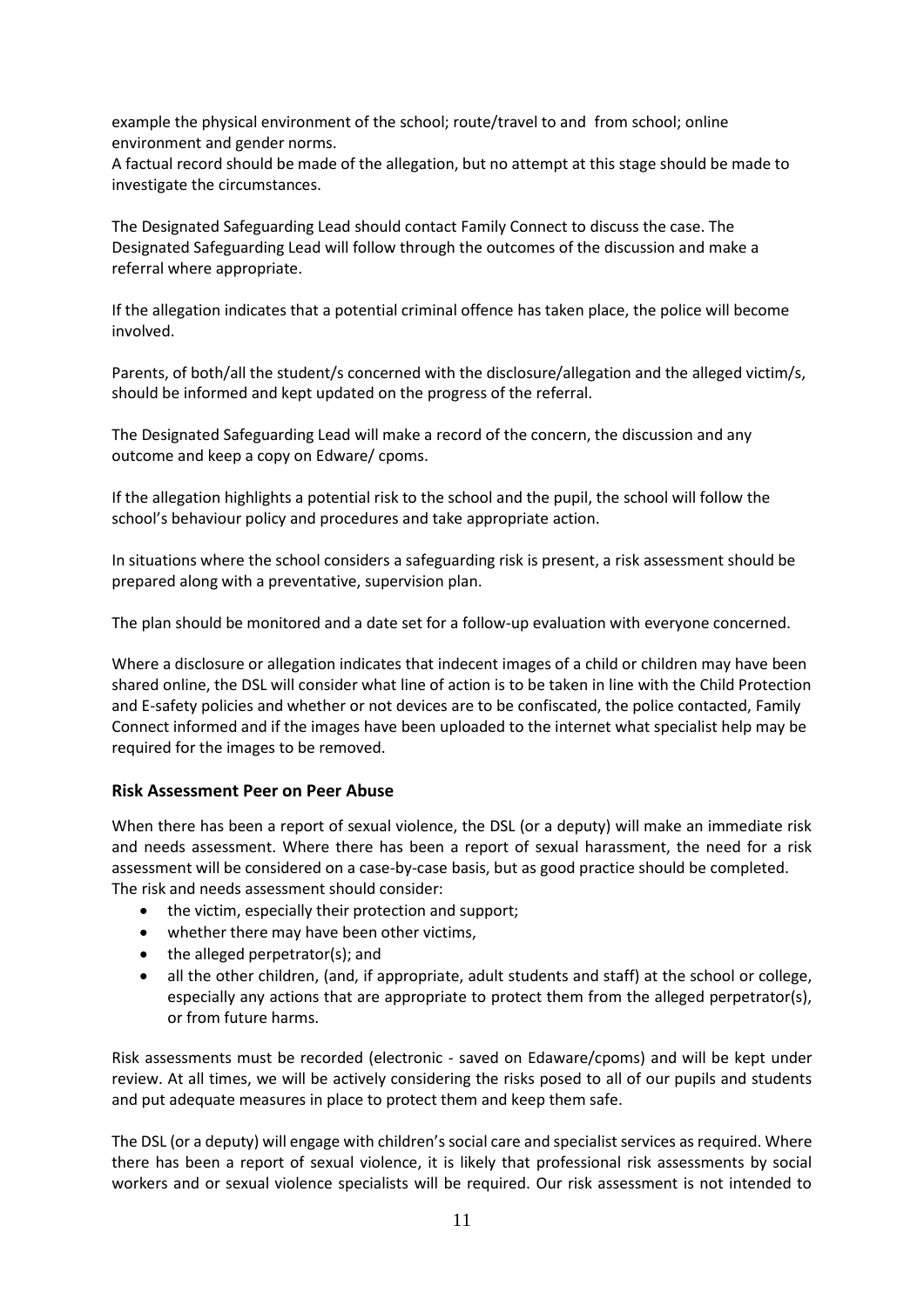example the physical environment of the school; route/travel to and from school; online environment and gender norms.
A factual record should be made of the allegation, but no attempt at this stage should be made to investigate the circumstances.

The Designated Safeguarding Lead should contact Family Connect to discuss the case. The Designated Safeguarding Lead will follow through the outcomes of the discussion and make a referral where appropriate.

If the allegation indicates that a potential criminal offence has taken place, the police will become involved.

Parents, of both/all the student/s concerned with the disclosure/allegation and the alleged victim/s, should be informed and kept updated on the progress of the referral.

The Designated Safeguarding Lead will make a record of the concern, the discussion and any outcome and keep a copy on Edware/ cpoms.

If the allegation highlights a potential risk to the school and the pupil, the school will follow the school's behaviour policy and procedures and take appropriate action.

In situations where the school considers a safeguarding risk is present, a risk assessment should be prepared along with a preventative, supervision plan.

The plan should be monitored and a date set for a follow-up evaluation with everyone concerned.

Where a disclosure or allegation indicates that indecent images of a child or children may have been shared online, the DSL will consider what line of action is to be taken in line with the Child Protection and E-safety policies and whether or not devices are to be confiscated, the police contacted, Family Connect informed and if the images have been uploaded to the internet what specialist help may be required for the images to be removed.

### Risk Assessment Peer on Peer Abuse

When there has been a report of sexual violence, the DSL (or a deputy) will make an immediate risk and needs assessment. Where there has been a report of sexual harassment, the need for a risk assessment will be considered on a case-by-case basis, but as good practice should be completed. The risk and needs assessment should consider:

- the victim, especially their protection and support;
- whether there may have been other victims,
- the alleged perpetrator(s); and
- all the other children, (and, if appropriate, adult students and staff) at the school or college, especially any actions that are appropriate to protect them from the alleged perpetrator(s), or from future harms.

Risk assessments must be recorded (electronic - saved on Edaware/cpoms) and will be kept under review. At all times, we will be actively considering the risks posed to all of our pupils and students and put adequate measures in place to protect them and keep them safe.

The DSL (or a deputy) will engage with children's social care and specialist services as required. Where there has been a report of sexual violence, it is likely that professional risk assessments by social workers and or sexual violence specialists will be required. Our risk assessment is not intended to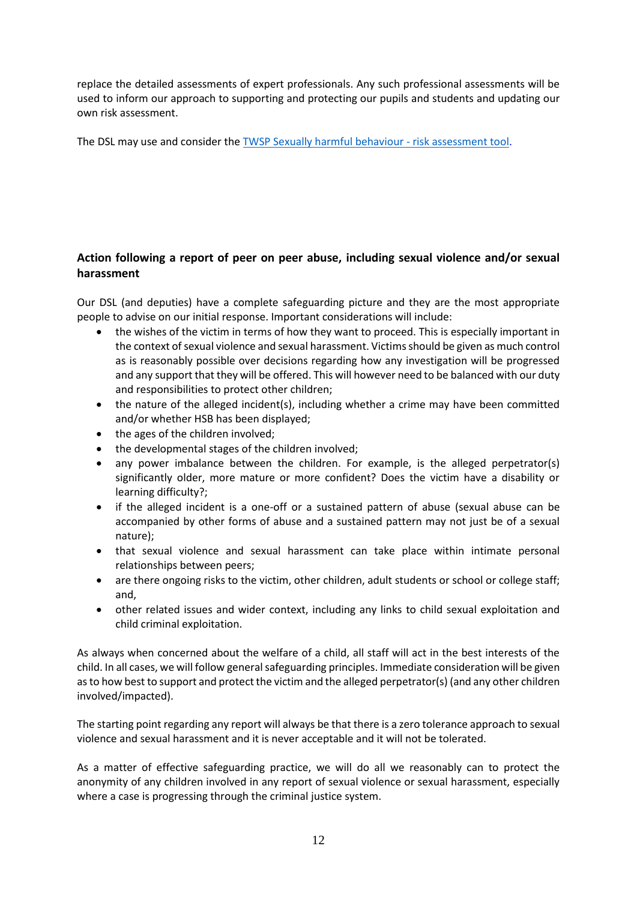replace the detailed assessments of expert professionals. Any such professional assessments will be used to inform our approach to supporting and protecting our pupils and students and updating our own risk assessment.

The DSL may use and consider the [TWSP Sexually harmful behaviour - risk assessment tool](TWSP Sexually harmful behaviour - risk assessment tool).

## Action following a report of peer on peer abuse, including sexual violence and/or sexual harassment

Our DSL (and deputies) have a complete safeguarding picture and they are the most appropriate people to advise on our initial response. Important considerations will include:

- the wishes of the victim in terms of how they want to proceed. This is especially important in the context of sexual violence and sexual harassment. Victims should be given as much control as is reasonably possible over decisions regarding how any investigation will be progressed and any support that they will be offered. This will however need to be balanced with our duty and responsibilities to protect other children;
- the nature of the alleged incident(s), including whether a crime may have been committed and/or whether HSB has been displayed;
- the ages of the children involved;
- the developmental stages of the children involved;
- any power imbalance between the children. For example, is the alleged perpetrator(s) significantly older, more mature or more confident? Does the victim have a disability or learning difficulty?;
- if the alleged incident is a one-off or a sustained pattern of abuse (sexual abuse can be accompanied by other forms of abuse and a sustained pattern may not just be of a sexual nature);
- that sexual violence and sexual harassment can take place within intimate personal relationships between peers;
- are there ongoing risks to the victim, other children, adult students or school or college staff; and,
- other related issues and wider context, including any links to child sexual exploitation and child criminal exploitation.

As always when concerned about the welfare of a child, all staff will act in the best interests of the child. In all cases, we will follow general safeguarding principles. Immediate consideration will be given as to how best to support and protect the victim and the alleged perpetrator(s) (and any other children involved/impacted).

The starting point regarding any report will always be that there is a zero tolerance approach to sexual violence and sexual harassment and it is never acceptable and it will not be tolerated.

As a matter of effective safeguarding practice, we will do all we reasonably can to protect the anonymity of any children involved in any report of sexual violence or sexual harassment, especially where a case is progressing through the criminal justice system.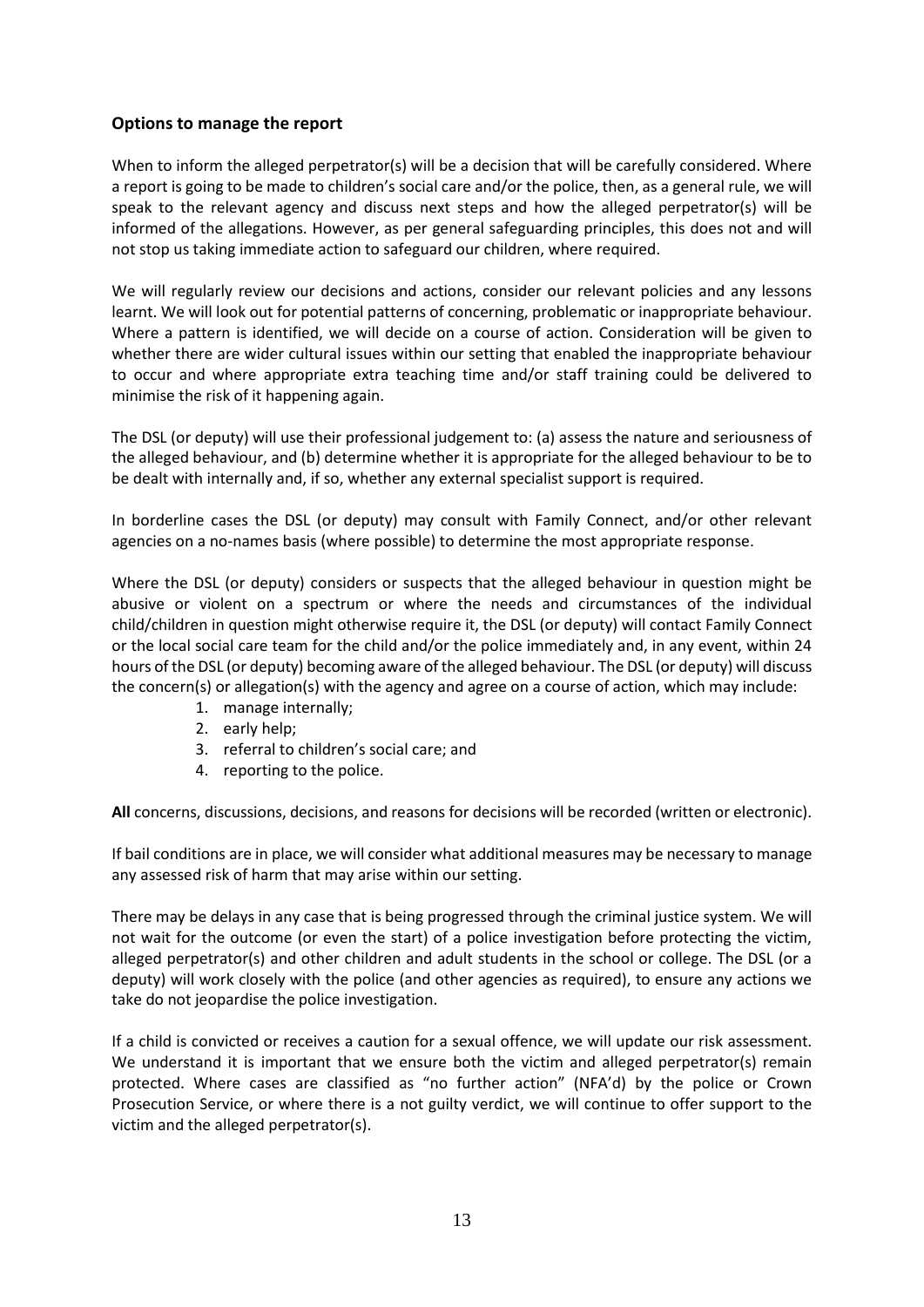**Options to manage the report**

When to inform the alleged perpetrator(s) will be a decision that will be carefully considered. Where a report is going to be made to children's social care and/or the police, then, as a general rule, we will speak to the relevant agency and discuss next steps and how the alleged perpetrator(s) will be informed of the allegations. However, as per general safeguarding principles, this does not and will not stop us taking immediate action to safeguard our children, where required.

We will regularly review our decisions and actions, consider our relevant policies and any lessons learnt. We will look out for potential patterns of concerning, problematic or inappropriate behaviour. Where a pattern is identified, we will decide on a course of action. Consideration will be given to whether there are wider cultural issues within our setting that enabled the inappropriate behaviour to occur and where appropriate extra teaching time and/or staff training could be delivered to minimise the risk of it happening again.

The DSL (or deputy) will use their professional judgement to: (a) assess the nature and seriousness of the alleged behaviour, and (b) determine whether it is appropriate for the alleged behaviour to be to be dealt with internally and, if so, whether any external specialist support is required.

In borderline cases the DSL (or deputy) may consult with Family Connect, and/or other relevant agencies on a no-names basis (where possible) to determine the most appropriate response.

Where the DSL (or deputy) considers or suspects that the alleged behaviour in question might be abusive or violent on a spectrum or where the needs and circumstances of the individual child/children in question might otherwise require it, the DSL (or deputy) will contact Family Connect or the local social care team for the child and/or the police immediately and, in any event, within 24 hours of the DSL (or deputy) becoming aware of the alleged behaviour. The DSL (or deputy) will discuss the concern(s) or allegation(s) with the agency and agree on a course of action, which may include:

1. manage internally;
2. early help;
3. referral to children's social care; and
4. reporting to the police.

**All** concerns, discussions, decisions, and reasons for decisions will be recorded (written or electronic).

If bail conditions are in place, we will consider what additional measures may be necessary to manage any assessed risk of harm that may arise within our setting.

There may be delays in any case that is being progressed through the criminal justice system. We will not wait for the outcome (or even the start) of a police investigation before protecting the victim, alleged perpetrator(s) and other children and adult students in the school or college. The DSL (or a deputy) will work closely with the police (and other agencies as required), to ensure any actions we take do not jeopardise the police investigation.

If a child is convicted or receives a caution for a sexual offence, we will update our risk assessment. We understand it is important that we ensure both the victim and alleged perpetrator(s) remain protected. Where cases are classified as "no further action" (NFA'd) by the police or Crown Prosecution Service, or where there is a not guilty verdict, we will continue to offer support to the victim and the alleged perpetrator(s).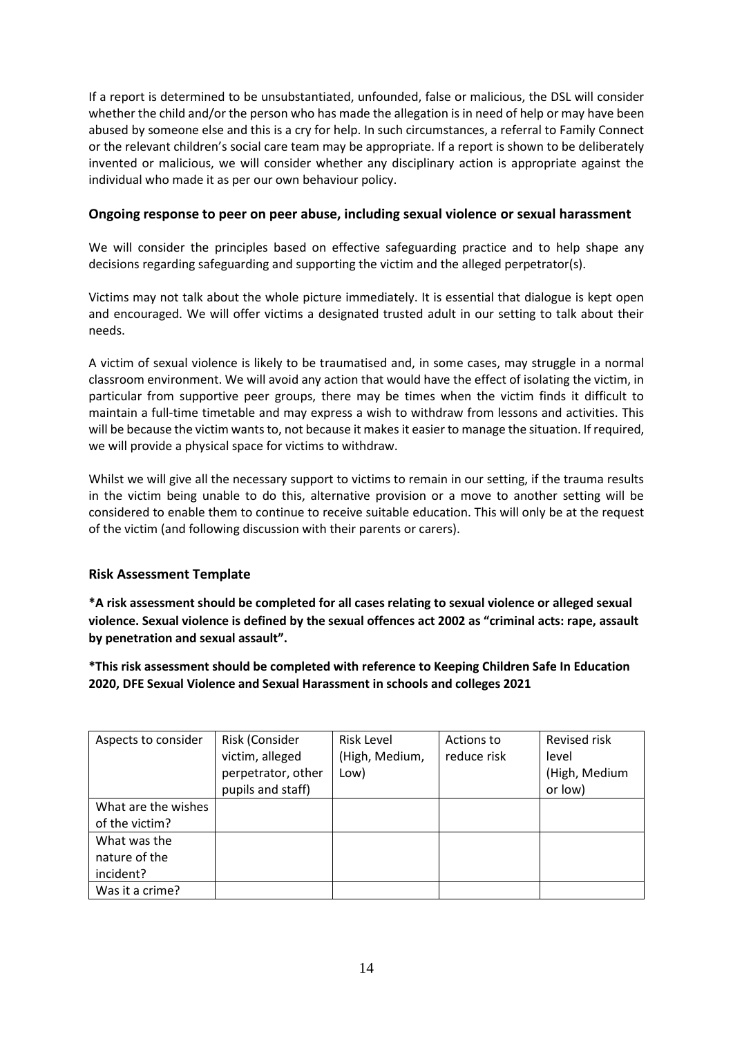If a report is determined to be unsubstantiated, unfounded, false or malicious, the DSL will consider whether the child and/or the person who has made the allegation is in need of help or may have been abused by someone else and this is a cry for help. In such circumstances, a referral to Family Connect or the relevant children's social care team may be appropriate. If a report is shown to be deliberately invented or malicious, we will consider whether any disciplinary action is appropriate against the individual who made it as per our own behaviour policy.

### Ongoing response to peer on peer abuse, including sexual violence or sexual harassment

We will consider the principles based on effective safeguarding practice and to help shape any decisions regarding safeguarding and supporting the victim and the alleged perpetrator(s).

Victims may not talk about the whole picture immediately. It is essential that dialogue is kept open and encouraged. We will offer victims a designated trusted adult in our setting to talk about their needs.

A victim of sexual violence is likely to be traumatised and, in some cases, may struggle in a normal classroom environment. We will avoid any action that would have the effect of isolating the victim, in particular from supportive peer groups, there may be times when the victim finds it difficult to maintain a full-time timetable and may express a wish to withdraw from lessons and activities. This will be because the victim wants to, not because it makes it easier to manage the situation. If required, we will provide a physical space for victims to withdraw.

Whilst we will give all the necessary support to victims to remain in our setting, if the trauma results in the victim being unable to do this, alternative provision or a move to another setting will be considered to enable them to continue to receive suitable education. This will only be at the request of the victim (and following discussion with their parents or carers).

### Risk Assessment Template

**\*A risk assessment should be completed for all cases relating to sexual violence or alleged sexual violence. Sexual violence is defined by the sexual offences act 2002 as "criminal acts: rape, assault by penetration and sexual assault".**

**\*This risk assessment should be completed with reference to Keeping Children Safe In Education 2020, DFE Sexual Violence and Sexual Harassment in schools and colleges 2021**

| Aspects to consider | Risk (Consider victim, alleged perpetrator, other pupils and staff) | Risk Level (High, Medium, Low) | Actions to reduce risk | Revised risk level (High, Medium or low) |
|---|---|---|---|---|
| What are the wishes of the victim? | | | | |
| What was the nature of the incident? | | | | |
| Was it a crime? | | | | |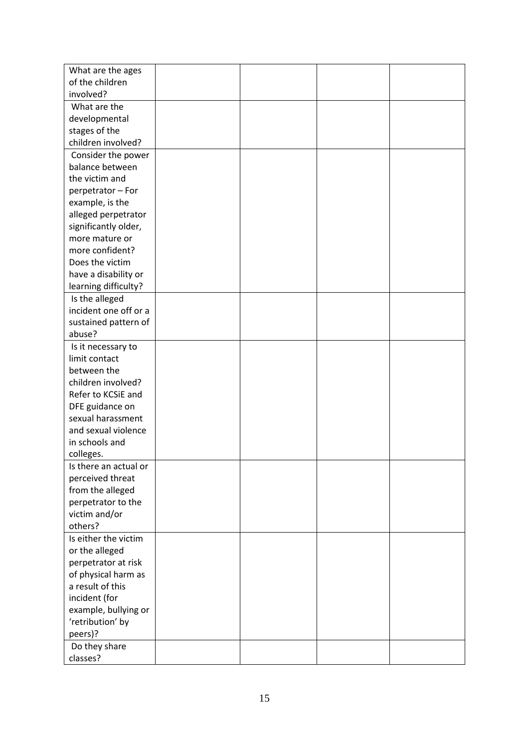| What are the ages of the children involved? | | | | |
|---|---|---|---|---|
| What are the developmental stages of the children involved? | | | | |
| Consider the power balance between the victim and perpetrator – For example, is the alleged perpetrator significantly older, more mature or more confident? Does the victim have a disability or learning difficulty? | | | | |
| Is the alleged incident one off or a sustained pattern of abuse? | | | | |
| Is it necessary to limit contact between the children involved? Refer to KCSiE and DFE guidance on sexual harassment and sexual violence in schools and colleges. | | | | |
| Is there an actual or perceived threat from the alleged perpetrator to the victim and/or others? | | | | |
| Is either the victim or the alleged perpetrator at risk of physical harm as a result of this incident (for example, bullying or 'retribution' by peers)? | | | | |
| Do they share classes? | | | | |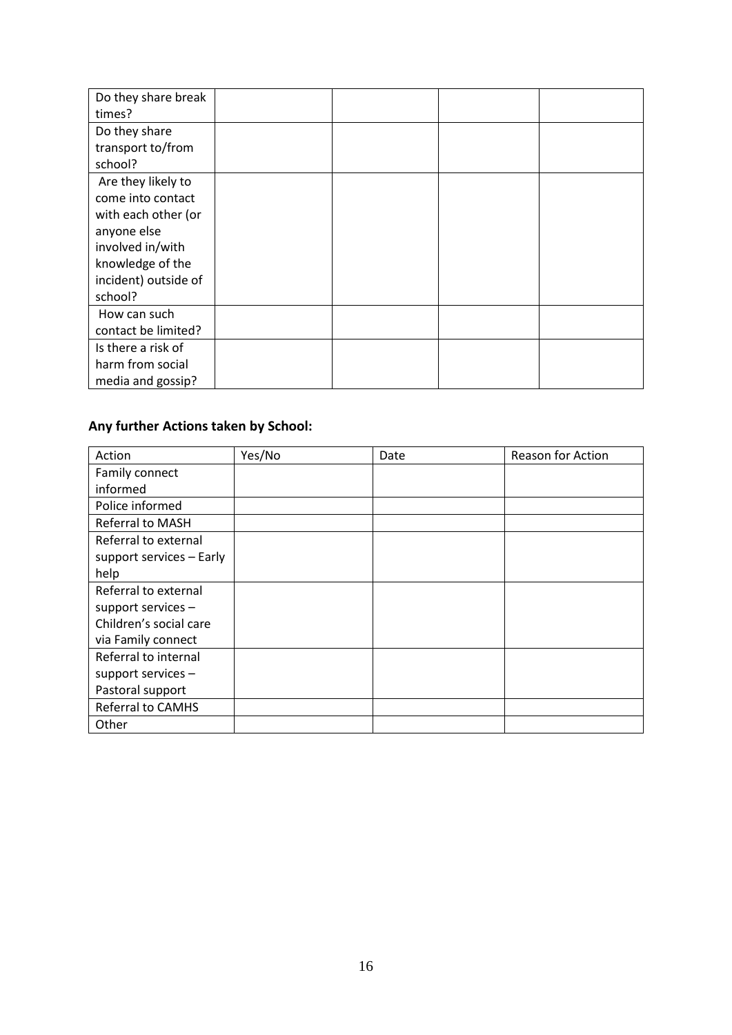| | | | | |
|---|---|---|---|---|
| Do they share break times? | | | | |
| Do they share transport to/from school? | | | | |
| Are they likely to come into contact with each other (or anyone else involved in/with knowledge of the incident) outside of school? | | | | |
| How can such contact be limited? | | | | |
| Is there a risk of harm from social media and gossip? | | | | |

**Any further Actions taken by School:**

| Action | Yes/No | Date | Reason for Action |
|---|---|---|---|
| Family connect informed | | | |
| Police informed | | | |
| Referral to MASH | | | |
| Referral to external support services – Early help | | | |
| Referral to external support services – Children's social care via Family connect | | | |
| Referral to internal support services – Pastoral support | | | |
| Referral to CAMHS | | | |
| Other | | | |